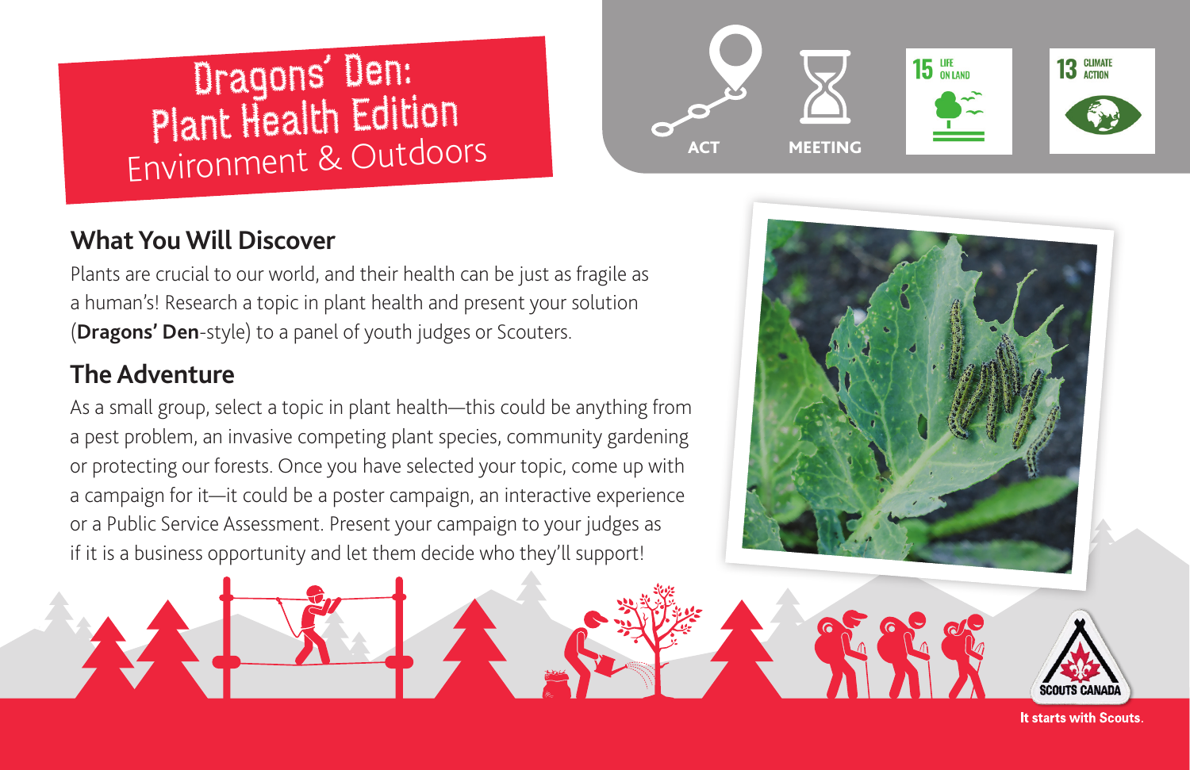# Dragons' Den: Plant Health Edition
Environment & Outdoors

ACT

MEETING

15 LIFE ON LAND

13 CLIMATE ACTION

## What You Will Discover

Plants are crucial to our world, and their health can be just as fragile as a human's! Research a topic in plant health and present your solution (**Dragons' Den**-style) to a panel of youth judges or Scouters.

## The Adventure

As a small group, select a topic in plant health—this could be anything from a pest problem, an invasive competing plant species, community gardening or protecting our forests. Once you have selected your topic, come up with a campaign for it—it could be a poster campaign, an interactive experience or a Public Service Assessment. Present your campaign to your judges as if it is a business opportunity and let them decide who they'll support!

SCOUTS CANADA

It starts with Scouts.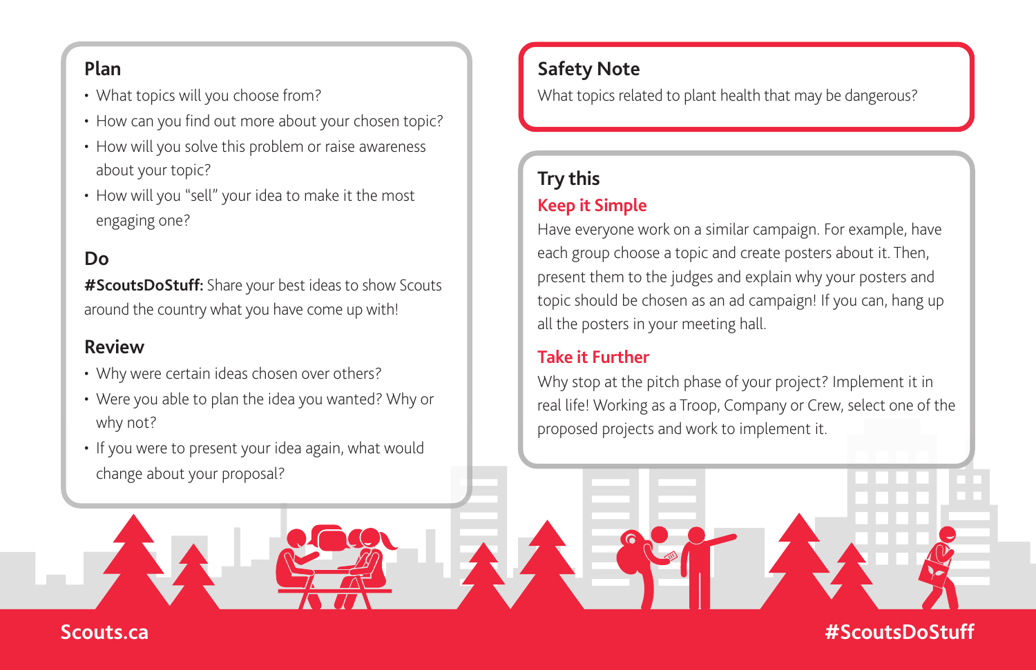## Plan

- What topics will you choose from?
- How can you find out more about your chosen topic?
- How will you solve this problem or raise awareness about your topic?
- How will you "sell" your idea to make it the most engaging one?

## Do

**#ScoutsDoStuff:** Share your best ideas to show Scouts around the country what you have come up with!

## Review

- Why were certain ideas chosen over others?
- Were you able to plan the idea you wanted? Why or why not?
- If you were to present your idea again, what would change about your proposal?

## Safety Note

What topics related to plant health that may be dangerous?

## Try this

### Keep it Simple

Have everyone work on a similar campaign. For example, have each group choose a topic and create posters about it. Then, present them to the judges and explain why your posters and topic should be chosen as an ad campaign! If you can, hang up all the posters in your meeting hall.

### Take it Further

Why stop at the pitch phase of your project? Implement it in real life! Working as a Troop, Company or Crew, select one of the proposed projects and work to implement it.

Scouts.ca

#ScoutsDoStuff